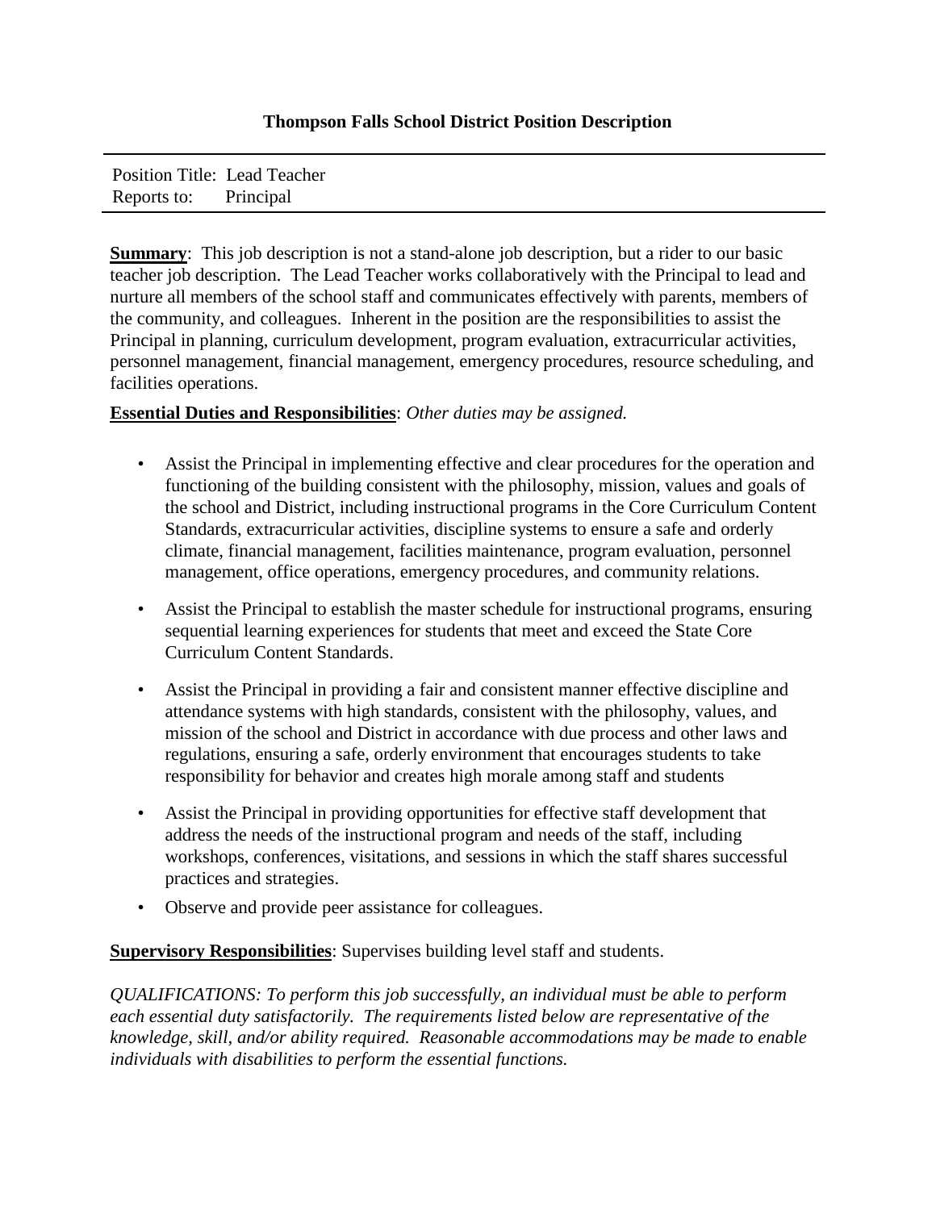## Thompson Falls School District Position Description

Position Title: Lead Teacher
Reports to: Principal

**Summary**: This job description is not a stand-alone job description, but a rider to our basic teacher job description. The Lead Teacher works collaboratively with the Principal to lead and nurture all members of the school staff and communicates effectively with parents, members of the community, and colleagues. Inherent in the position are the responsibilities to assist the Principal in planning, curriculum development, program evaluation, extracurricular activities, personnel management, financial management, emergency procedures, resource scheduling, and facilities operations.

**Essential Duties and Responsibilities**: *Other duties may be assigned.*

- Assist the Principal in implementing effective and clear procedures for the operation and functioning of the building consistent with the philosophy, mission, values and goals of the school and District, including instructional programs in the Core Curriculum Content Standards, extracurricular activities, discipline systems to ensure a safe and orderly climate, financial management, facilities maintenance, program evaluation, personnel management, office operations, emergency procedures, and community relations.
- Assist the Principal to establish the master schedule for instructional programs, ensuring sequential learning experiences for students that meet and exceed the State Core Curriculum Content Standards.
- Assist the Principal in providing a fair and consistent manner effective discipline and attendance systems with high standards, consistent with the philosophy, values, and mission of the school and District in accordance with due process and other laws and regulations, ensuring a safe, orderly environment that encourages students to take responsibility for behavior and creates high morale among staff and students
- Assist the Principal in providing opportunities for effective staff development that address the needs of the instructional program and needs of the staff, including workshops, conferences, visitations, and sessions in which the staff shares successful practices and strategies.
- Observe and provide peer assistance for colleagues.

**Supervisory Responsibilities**: Supervises building level staff and students.

*QUALIFICATIONS: To perform this job successfully, an individual must be able to perform each essential duty satisfactorily. The requirements listed below are representative of the knowledge, skill, and/or ability required. Reasonable accommodations may be made to enable individuals with disabilities to perform the essential functions.*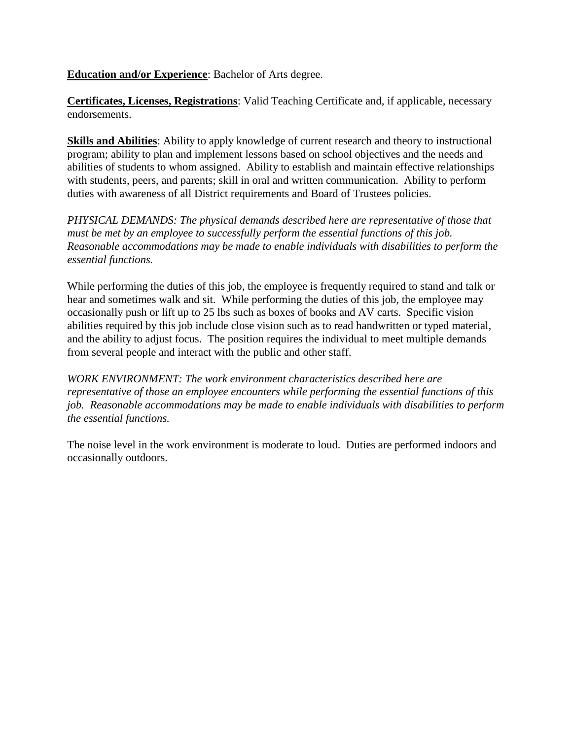**Education and/or Experience**: Bachelor of Arts degree.

**Certificates, Licenses, Registrations**: Valid Teaching Certificate and, if applicable, necessary endorsements.

**Skills and Abilities**: Ability to apply knowledge of current research and theory to instructional program; ability to plan and implement lessons based on school objectives and the needs and abilities of students to whom assigned. Ability to establish and maintain effective relationships with students, peers, and parents; skill in oral and written communication. Ability to perform duties with awareness of all District requirements and Board of Trustees policies.

*PHYSICAL DEMANDS: The physical demands described here are representative of those that must be met by an employee to successfully perform the essential functions of this job. Reasonable accommodations may be made to enable individuals with disabilities to perform the essential functions.*

While performing the duties of this job, the employee is frequently required to stand and talk or hear and sometimes walk and sit. While performing the duties of this job, the employee may occasionally push or lift up to 25 lbs such as boxes of books and AV carts. Specific vision abilities required by this job include close vision such as to read handwritten or typed material, and the ability to adjust focus. The position requires the individual to meet multiple demands from several people and interact with the public and other staff.

*WORK ENVIRONMENT: The work environment characteristics described here are representative of those an employee encounters while performing the essential functions of this job. Reasonable accommodations may be made to enable individuals with disabilities to perform the essential functions.*

The noise level in the work environment is moderate to loud. Duties are performed indoors and occasionally outdoors.